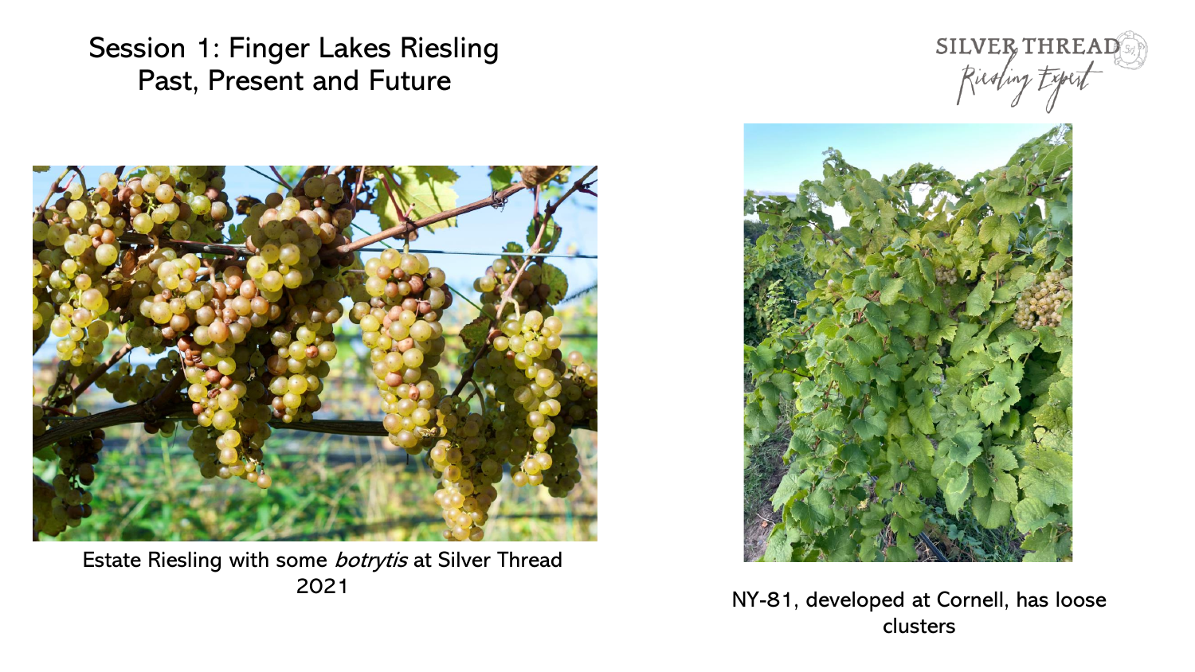# Session 1: Finger Lakes Riesling Past, Present and Future

SILVER THREAD
Riesling Expert

Estate Riesling with some *botrytis* at Silver Thread 2021

NY-81, developed at Cornell, has loose clusters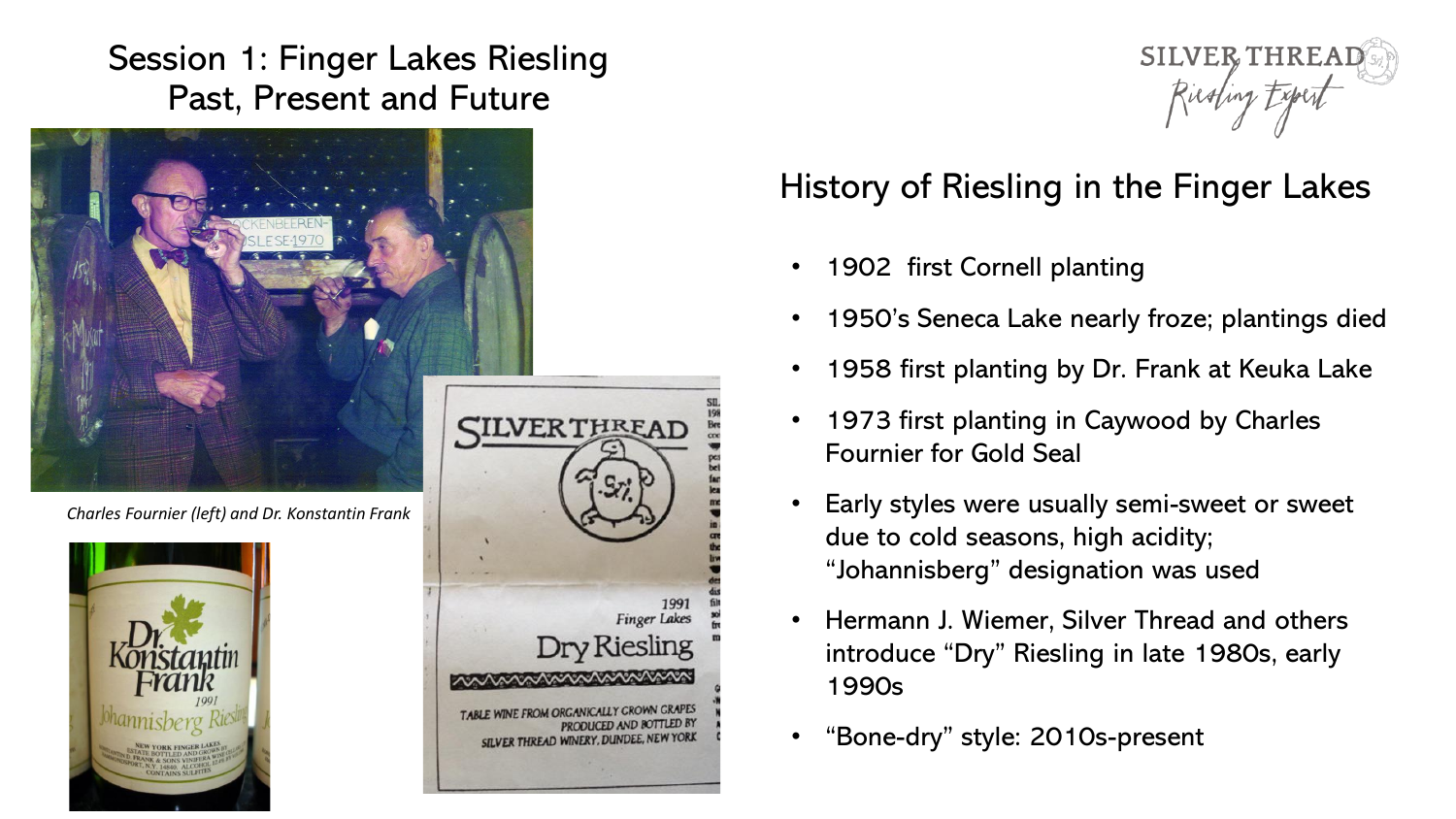# Session 1: Finger Lakes Riesling Past, Present and Future

*Charles Fournier (left) and Dr. Konstantin Frank*

## History of Riesling in the Finger Lakes

- 1902 first Cornell planting
- 1950's Seneca Lake nearly froze; plantings died
- 1958 first planting by Dr. Frank at Keuka Lake
- 1973 first planting in Caywood by Charles Fournier for Gold Seal
- Early styles were usually semi-sweet or sweet due to cold seasons, high acidity; "Johannisberg" designation was used
- Hermann J. Wiemer, Silver Thread and others introduce "Dry" Riesling in late 1980s, early 1990s
- "Bone-dry" style: 2010s-present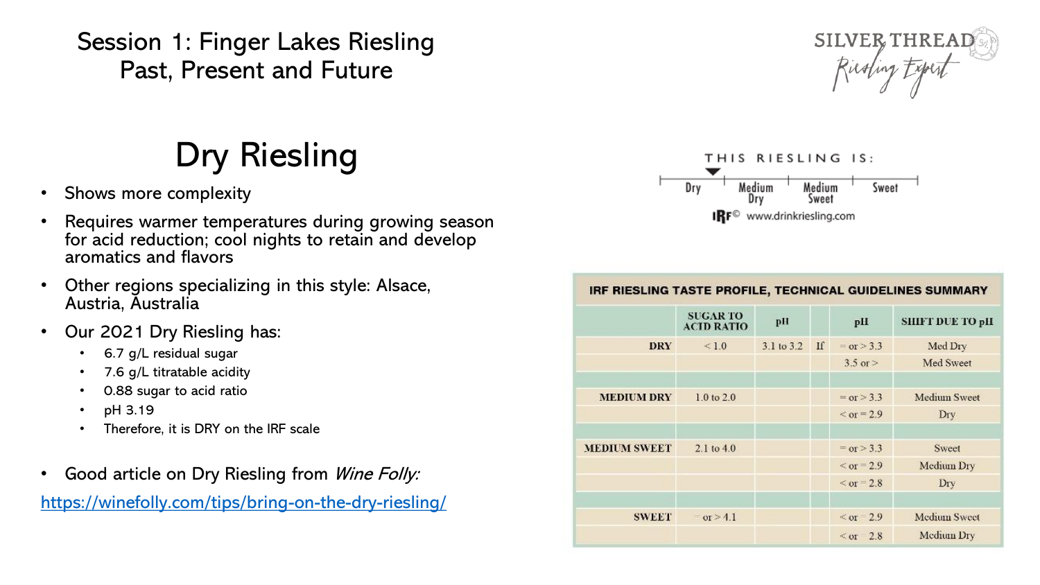# Session 1: Finger Lakes Riesling Past, Present and Future

SILVER THREAD
Riesling Expert

## Dry Riesling

- Shows more complexity
- Requires warmer temperatures during growing season for acid reduction; cool nights to retain and develop aromatics and flavors
- Other regions specializing in this style: Alsace, Austria, Australia
- Our 2021 Dry Riesling has:
  - 6.7 g/L residual sugar
  - 7.6 g/L titratable acidity
  - 0.88 sugar to acid ratio
  - pH 3.19
  - Therefore, it is DRY on the IRF scale
- Good article on Dry Riesling from *Wine Folly:*

https://winefolly.com/tips/bring-on-the-dry-riesling/

THIS RIESLING IS:

Dry | Medium Dry | Medium Sweet | Sweet

IRF© www.drinkriesling.com

**IRF RIESLING TASTE PROFILE, TECHNICAL GUIDELINES SUMMARY**

| | SUGAR TO ACID RATIO | pH | | pH | SHIFT DUE TO pH |
|---|---|---|---|---|---|
| DRY | < 1.0 | 3.1 to 3.2 | If | = or > 3.3 | Med Dry |
| | | | | 3.5 or > | Med Sweet |
| | | | | | |
| MEDIUM DRY | 1.0 to 2.0 | | | = or > 3.3 | Medium Sweet |
| | | | | < or = 2.9 | Dry |
| | | | | | |
| MEDIUM SWEET | 2.1 to 4.0 | | | = or > 3.3 | Sweet |
| | | | | < or = 2.9 | Medium Dry |
| | | | | < or = 2.8 | Dry |
| | | | | | |
| SWEET | = or > 4.1 | | | < or = 2.9 | Medium Sweet |
| | | | | < or = 2.8 | Medium Dry |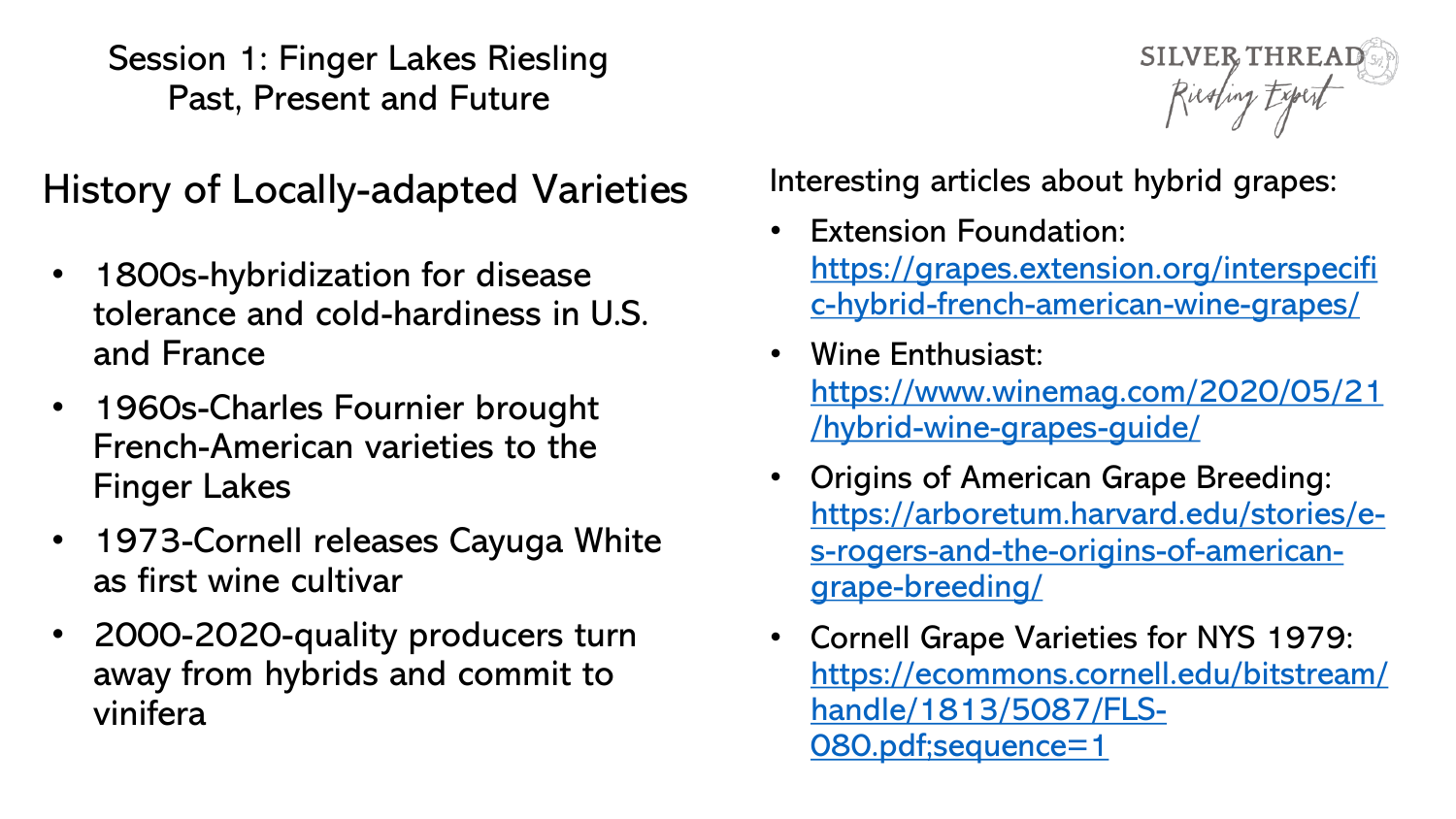# Session 1: Finger Lakes Riesling Past, Present and Future

## History of Locally-adapted Varieties

- 1800s-hybridization for disease tolerance and cold-hardiness in U.S. and France
- 1960s-Charles Fournier brought French-American varieties to the Finger Lakes
- 1973-Cornell releases Cayuga White as first wine cultivar
- 2000-2020-quality producers turn away from hybrids and commit to vinifera

Interesting articles about hybrid grapes:

- Extension Foundation: https://grapes.extension.org/interspecific-hybrid-french-american-wine-grapes/
- Wine Enthusiast: https://www.winemag.com/2020/05/21/hybrid-wine-grapes-guide/
- Origins of American Grape Breeding: https://arboretum.harvard.edu/stories/e-s-rogers-and-the-origins-of-american-grape-breeding/
- Cornell Grape Varieties for NYS 1979: https://ecommons.cornell.edu/bitstream/handle/1813/5087/FLS-080.pdf;sequence=1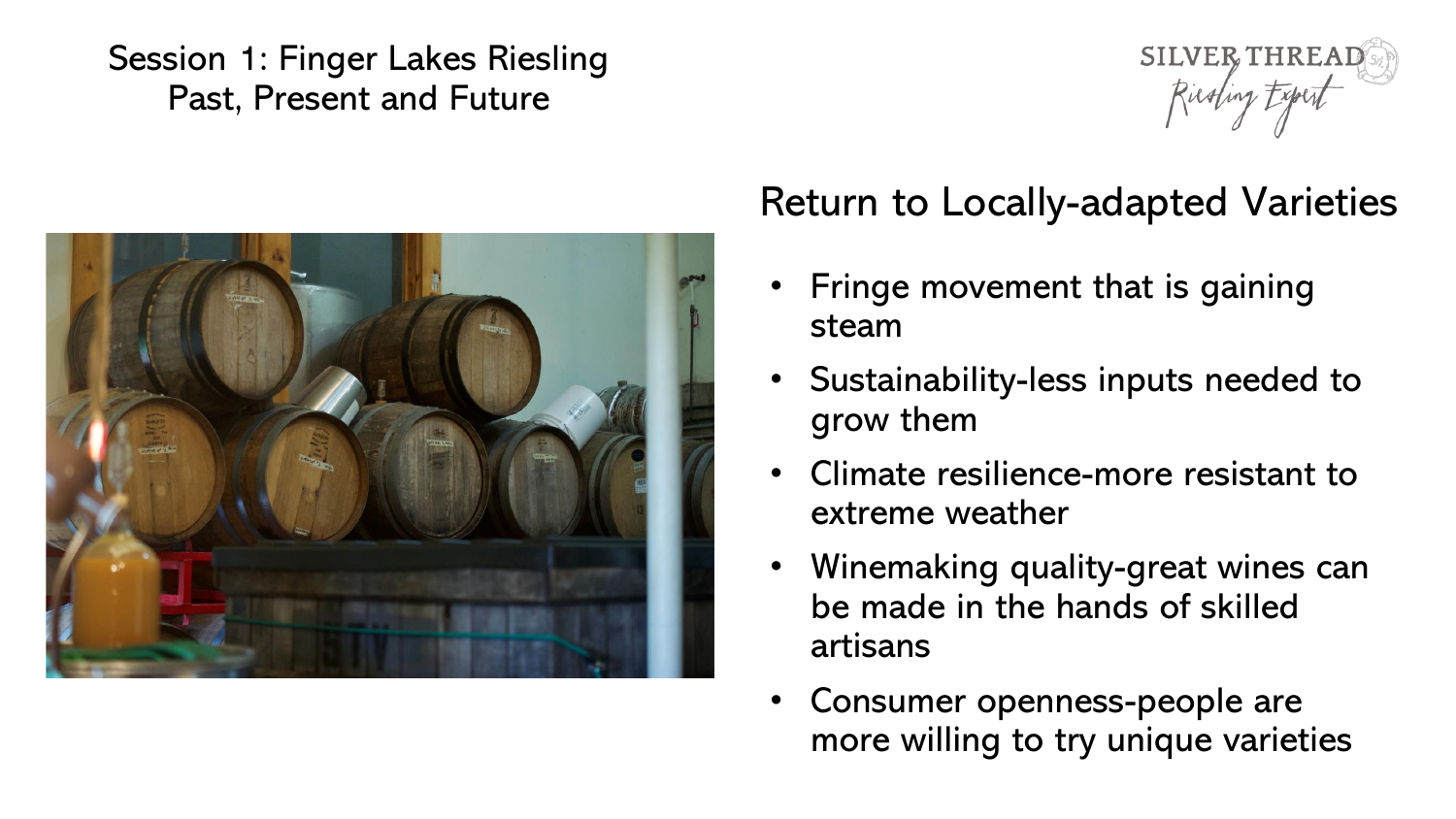Session 1: Finger Lakes Riesling Past, Present and Future

## Return to Locally-adapted Varieties

- Fringe movement that is gaining steam
- Sustainability-less inputs needed to grow them
- Climate resilience-more resistant to extreme weather
- Winemaking quality-great wines can be made in the hands of skilled artisans
- Consumer openness-people are more willing to try unique varieties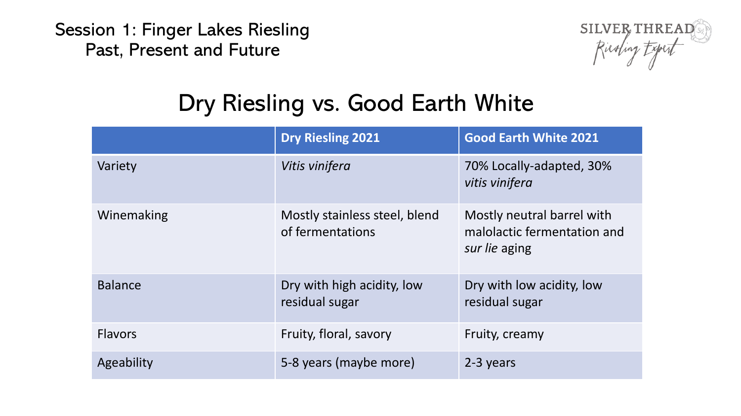Session 1: Finger Lakes Riesling
Past, Present and Future

SILVER THREAD
Riesling Expert

## Dry Riesling vs. Good Earth White

| | Dry Riesling 2021 | Good Earth White 2021 |
|---|---|---|
| Variety | *Vitis vinifera* | 70% Locally-adapted, 30% *vitis vinifera* |
| Winemaking | Mostly stainless steel, blend of fermentations | Mostly neutral barrel with malolactic fermentation and *sur lie* aging |
| Balance | Dry with high acidity, low residual sugar | Dry with low acidity, low residual sugar |
| Flavors | Fruity, floral, savory | Fruity, creamy |
| Ageability | 5-8 years (maybe more) | 2-3 years |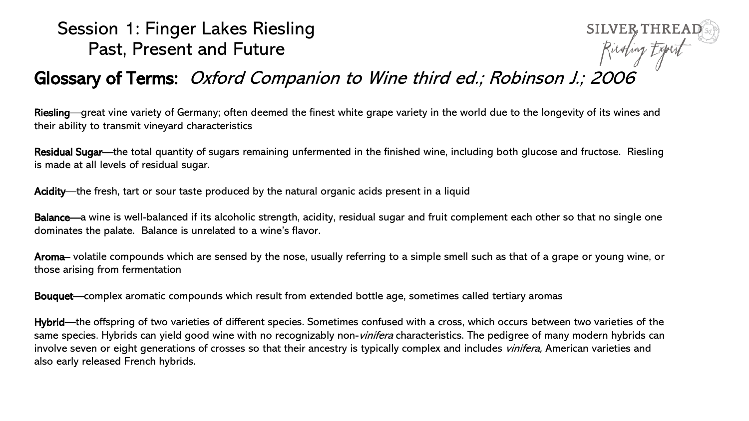# Session 1: Finger Lakes Riesling Past, Present and Future

SILVER THREAD Riesling Expert

## Glossary of Terms: *Oxford Companion to Wine third ed.; Robinson J.; 2006*

**Riesling**—great vine variety of Germany; often deemed the finest white grape variety in the world due to the longevity of its wines and their ability to transmit vineyard characteristics

**Residual Sugar**—the total quantity of sugars remaining unfermented in the finished wine, including both glucose and fructose. Riesling is made at all levels of residual sugar.

**Acidity**—the fresh, tart or sour taste produced by the natural organic acids present in a liquid

**Balance**—a wine is well-balanced if its alcoholic strength, acidity, residual sugar and fruit complement each other so that no single one dominates the palate. Balance is unrelated to a wine's flavor.

**Aroma**– volatile compounds which are sensed by the nose, usually referring to a simple smell such as that of a grape or young wine, or those arising from fermentation

**Bouquet**—complex aromatic compounds which result from extended bottle age, sometimes called tertiary aromas

**Hybrid**—the offspring of two varieties of different species. Sometimes confused with a cross, which occurs between two varieties of the same species. Hybrids can yield good wine with no recognizably non-*vinifera* characteristics. The pedigree of many modern hybrids can involve seven or eight generations of crosses so that their ancestry is typically complex and includes *vinifera,* American varieties and also early released French hybrids.